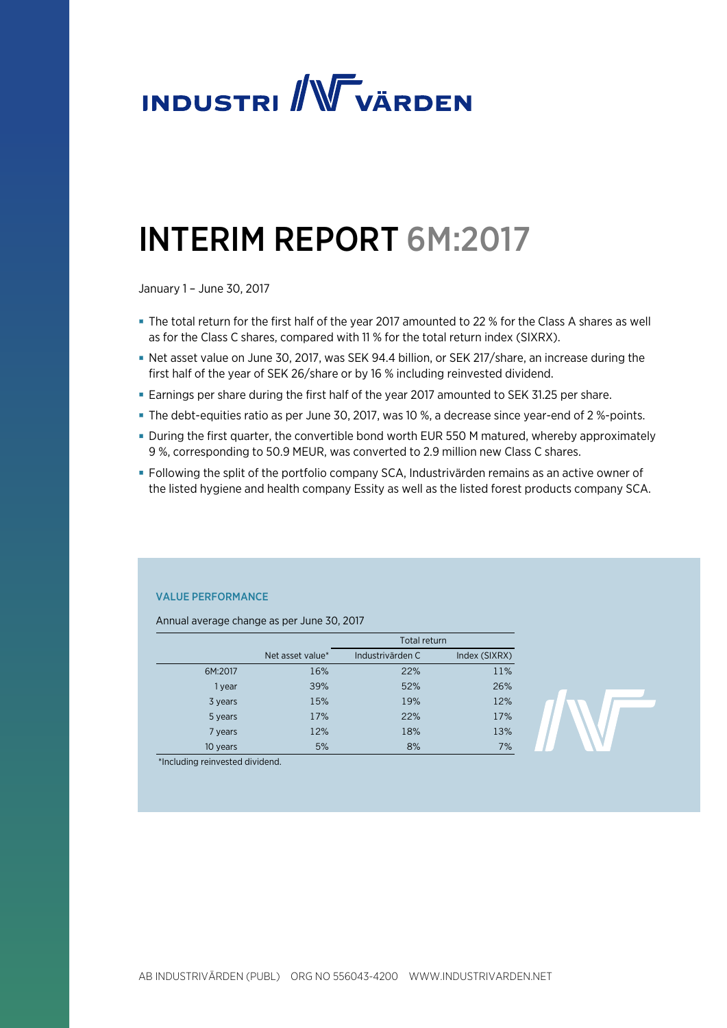# INDUSTRI VÄRDEN

# INTERIM REPORT 6M:2017

January 1 – June 30, 2017

- The total return for the first half of the year 2017 amounted to 22 % for the Class A shares as well as for the Class C shares, compared with 11 % for the total return index (SIXRX).
- Net asset value on June 30, 2017, was SEK 94.4 billion, or SEK 217/share, an increase during the first half of the year of SEK 26/share or by 16 % including reinvested dividend.
- Earnings per share during the first half of the year 2017 amounted to SEK 31.25 per share.
- The debt-equities ratio as per June 30, 2017, was 10 %, a decrease since year-end of 2 %-points.
- During the first quarter, the convertible bond worth EUR 550 M matured, whereby approximately 9 %, corresponding to 50.9 MEUR, was converted to 2.9 million new Class C shares.
- Following the split of the portfolio company SCA, Industrivärden remains as an active owner of the listed hygiene and health company Essity as well as the listed forest products company SCA.

### VALUE PERFORMANCE

Annual average change as per June 30, 2017

| | | Total return | |
|---|---|---|---|
| | Net asset value* | Industrivärden C | Index (SIXRX) |
| 6M:2017 | 16% | 22% | 11% |
| 1 year | 39% | 52% | 26% |
| 3 years | 15% | 19% | 12% |
| 5 years | 17% | 22% | 17% |
| 7 years | 12% | 18% | 13% |
| 10 years | 5% | 8% | 7% |

*Including reinvested dividend.

AB INDUSTRIVÄRDEN (PUBL) ORG NO 556043-4200 WWW.INDUSTRIVARDEN.NET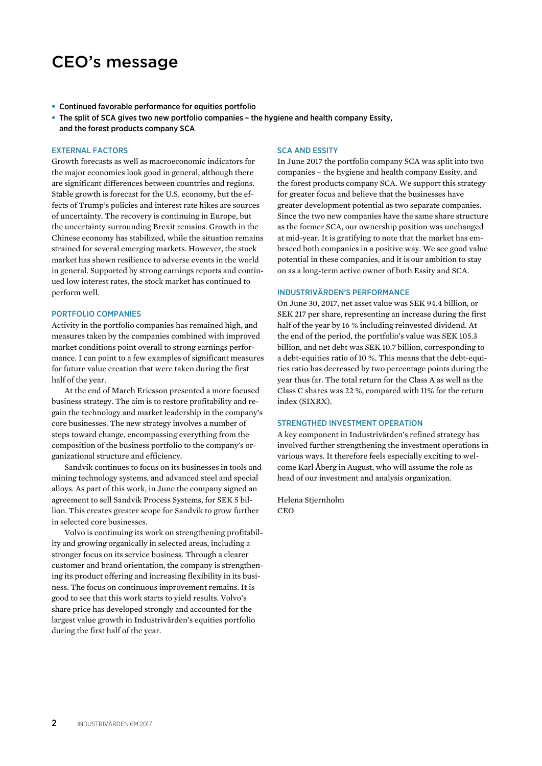# CEO's message

- Continued favorable performance for equities portfolio
- The split of SCA gives two new portfolio companies – the hygiene and health company Essity, and the forest products company SCA

## EXTERNAL FACTORS

Growth forecasts as well as macroeconomic indicators for the major economies look good in general, although there are significant differences between countries and regions. Stable growth is forecast for the U.S. economy, but the effects of Trump's policies and interest rate hikes are sources of uncertainty. The recovery is continuing in Europe, but the uncertainty surrounding Brexit remains. Growth in the Chinese economy has stabilized, while the situation remains strained for several emerging markets. However, the stock market has shown resilience to adverse events in the world in general. Supported by strong earnings reports and continued low interest rates, the stock market has continued to perform well.

## PORTFOLIO COMPANIES

Activity in the portfolio companies has remained high, and measures taken by the companies combined with improved market conditions point overall to strong earnings performance. I can point to a few examples of significant measures for future value creation that were taken during the first half of the year.

At the end of March Ericsson presented a more focused business strategy. The aim is to restore profitability and regain the technology and market leadership in the company's core businesses. The new strategy involves a number of steps toward change, encompassing everything from the composition of the business portfolio to the company's organizational structure and efficiency.

Sandvik continues to focus on its businesses in tools and mining technology systems, and advanced steel and special alloys. As part of this work, in June the company signed an agreement to sell Sandvik Process Systems, for SEK 5 billion. This creates greater scope for Sandvik to grow further in selected core businesses.

Volvo is continuing its work on strengthening profitability and growing organically in selected areas, including a stronger focus on its service business. Through a clearer customer and brand orientation, the company is strengthening its product offering and increasing flexibility in its business. The focus on continuous improvement remains. It is good to see that this work starts to yield results. Volvo's share price has developed strongly and accounted for the largest value growth in Industrivärden's equities portfolio during the first half of the year.

## SCA AND ESSITY

In June 2017 the portfolio company SCA was split into two companies – the hygiene and health company Essity, and the forest products company SCA. We support this strategy for greater focus and believe that the businesses have greater development potential as two separate companies. Since the two new companies have the same share structure as the former SCA, our ownership position was unchanged at mid-year. It is gratifying to note that the market has embraced both companies in a positive way. We see good value potential in these companies, and it is our ambition to stay on as a long-term active owner of both Essity and SCA.

## INDUSTRIVÄRDEN'S PERFORMANCE

On June 30, 2017, net asset value was SEK 94.4 billion, or SEK 217 per share, representing an increase during the first half of the year by 16 % including reinvested dividend. At the end of the period, the portfolio's value was SEK 105.3 billion, and net debt was SEK 10.7 billion, corresponding to a debt-equities ratio of 10 %. This means that the debt-equities ratio has decreased by two percentage points during the year thus far. The total return for the Class A as well as the Class C shares was 22 %, compared with 11% for the return index (SIXRX).

## STRENGTHED INVESTMENT OPERATION

A key component in Industrivärden's refined strategy has involved further strengthening the investment operations in various ways. It therefore feels especially exciting to welcome Karl Åberg in August, who will assume the role as head of our investment and analysis organization.

Helena Stjernholm
CEO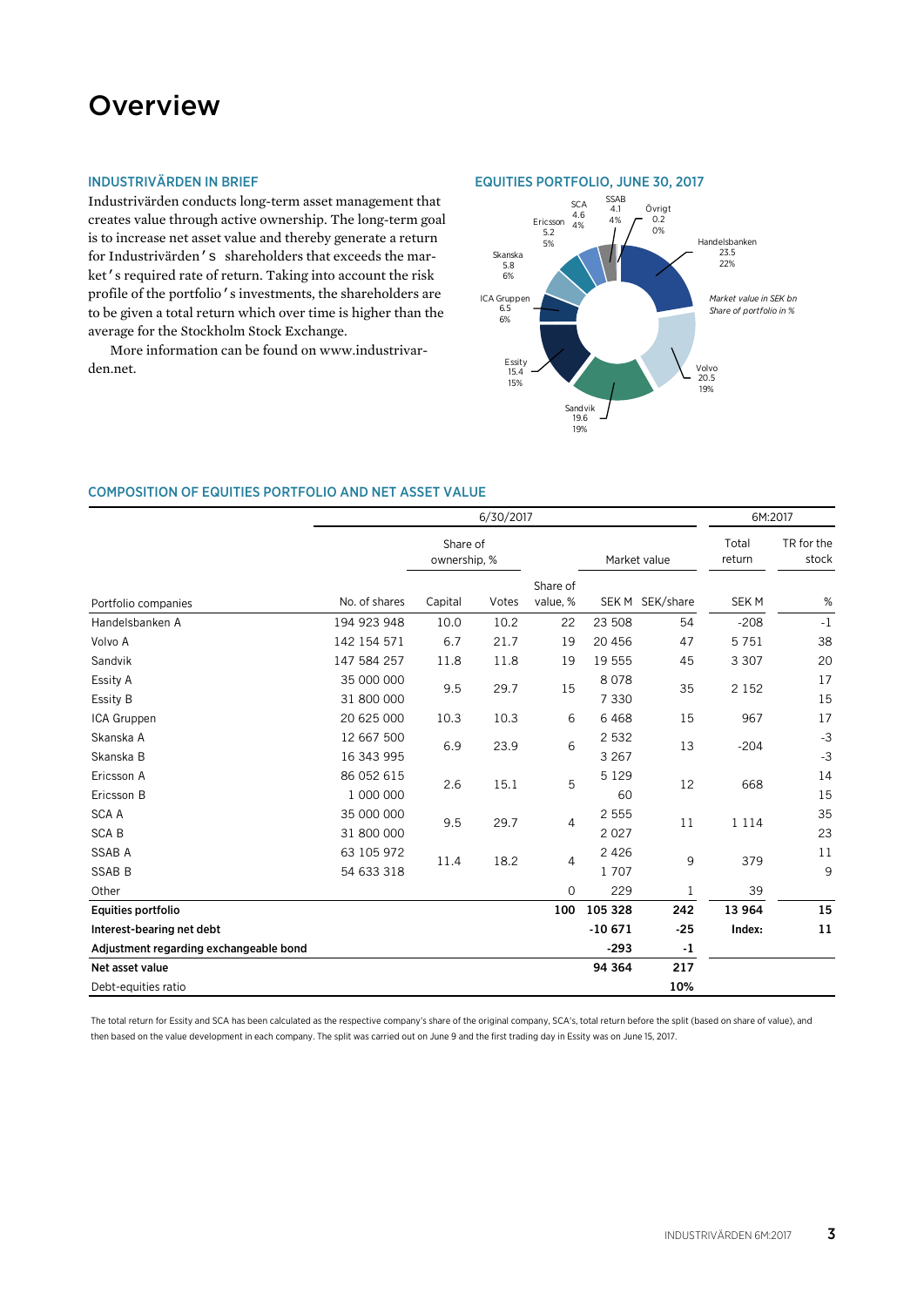# Overview

## INDUSTRIVÄRDEN IN BRIEF

Industrivärden conducts long-term asset management that creates value through active ownership. The long-term goal is to increase net asset value and thereby generate a return for Industrivärden's shareholders that exceeds the market's required rate of return. Taking into account the risk profile of the portfolio's investments, the shareholders are to be given a total return which over time is higher than the average for the Stockholm Stock Exchange.

More information can be found on www.industrivarden.net.

## EQUITIES PORTFOLIO, JUNE 30, 2017

*Market value in SEK bn*
*Share of portfolio in %*

| Company | Market value, SEK bn | Share of portfolio, % |
|---|---|---|
| Handelsbanken | 23.5 | 22% |
| Volvo | 20.5 | 19% |
| Sandvik | 19.6 | 19% |
| Essity | 15.4 | 15% |
| ICA Gruppen | 6.5 | 6% |
| Skanska | 5.8 | 6% |
| Ericsson | 5.2 | 5% |
| SCA | 4.6 | 4% |
| SSAB | 4.1 | 4% |
| Övrigt | 0.2 | 0% |

## COMPOSITION OF EQUITIES PORTFOLIO AND NET ASSET VALUE

| | 6/30/2017 | | | | | | 6M:2017 | |
|---|---|---|---|---|---|---|---|---|
| | | Share of ownership, % | | | Market value | | Total return | TR for the stock |
| Portfolio companies | No. of shares | Capital | Votes | Share of value, % | SEK M | SEK/share | SEK M | % |
| Handelsbanken A | 194 923 948 | 10.0 | 10.2 | 22 | 23 508 | 54 | -208 | -1 |
| Volvo A | 142 154 571 | 6.7 | 21.7 | 19 | 20 456 | 47 | 5 751 | 38 |
| Sandvik | 147 584 257 | 11.8 | 11.8 | 19 | 19 555 | 45 | 3 307 | 20 |
| Essity A | 35 000 000 | 9.5 | 29.7 | 15 | 8 078 | 35 | 2 152 | 17 |
| Essity B | 31 800 000 | | | | 7 330 | | | 15 |
| ICA Gruppen | 20 625 000 | 10.3 | 10.3 | 6 | 6 468 | 15 | 967 | 17 |
| Skanska A | 12 667 500 | 6.9 | 23.9 | 6 | 2 532 | 13 | -204 | -3 |
| Skanska B | 16 343 995 | | | | 3 267 | | | -3 |
| Ericsson A | 86 052 615 | 2.6 | 15.1 | 5 | 5 129 | 12 | 668 | 14 |
| Ericsson B | 1 000 000 | | | | 60 | | | 15 |
| SCA A | 35 000 000 | 9.5 | 29.7 | 4 | 2 555 | 11 | 1 114 | 35 |
| SCA B | 31 800 000 | | | | 2 027 | | | 23 |
| SSAB A | 63 105 972 | 11.4 | 18.2 | 4 | 2 426 | 9 | 379 | 11 |
| SSAB B | 54 633 318 | | | | 1 707 | | | 9 |
| Other | | | | 0 | 229 | 1 | 39 | |
| **Equities portfolio** | | | | **100** | **105 328** | **242** | **13 964** | **15** |
| **Interest-bearing net debt** | | | | | **-10 671** | **-25** | **Index:** | **11** |
| **Adjustment regarding exchangeable bond** | | | | | **-293** | **-1** | | |
| **Net asset value** | | | | | **94 364** | **217** | | |
| Debt-equities ratio | | | | | | **10%** | | |

The total return for Essity and SCA has been calculated as the respective company's share of the original company, SCA's, total return before the split (based on share of value), and then based on the value development in each company. The split was carried out on June 9 and the first trading day in Essity was on June 15, 2017.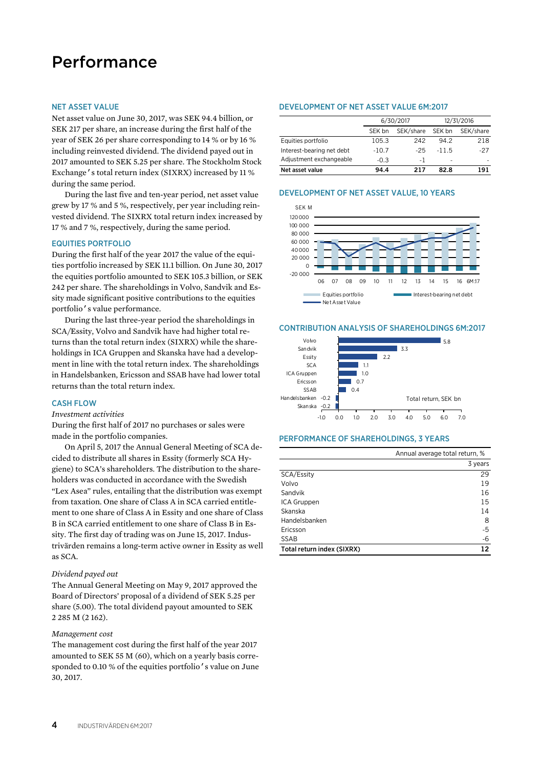# Performance

## NET ASSET VALUE

Net asset value on June 30, 2017, was SEK 94.4 billion, or SEK 217 per share, an increase during the first half of the year of SEK 26 per share corresponding to 14 % or by 16 % including reinvested dividend. The dividend payed out in 2017 amounted to SEK 5.25 per share. The Stockholm Stock Exchange's total return index (SIXRX) increased by 11 % during the same period.

During the last five and ten-year period, net asset value grew by 17 % and 5 %, respectively, per year including reinvested dividend. The SIXRX total return index increased by 17 % and 7 %, respectively, during the same period.

## EQUITIES PORTFOLIO

During the first half of the year 2017 the value of the equities portfolio increased by SEK 11.1 billion. On June 30, 2017 the equities portfolio amounted to SEK 105.3 billion, or SEK 242 per share. The shareholdings in Volvo, Sandvik and Essity made significant positive contributions to the equities portfolio's value performance.

During the last three-year period the shareholdings in SCA/Essity, Volvo and Sandvik have had higher total returns than the total return index (SIXRX) while the shareholdings in ICA Gruppen and Skanska have had a development in line with the total return index. The shareholdings in Handelsbanken, Ericsson and SSAB have had lower total returns than the total return index.

## CASH FLOW

*Investment activities*

During the first half of 2017 no purchases or sales were made in the portfolio companies.

On April 5, 2017 the Annual General Meeting of SCA decided to distribute all shares in Essity (formerly SCA Hygiene) to SCA's shareholders. The distribution to the shareholders was conducted in accordance with the Swedish "Lex Asea" rules, entailing that the distribution was exempt from taxation. One share of Class A in SCA carried entitlement to one share of Class A in Essity and one share of Class B in SCA carried entitlement to one share of Class B in Essity. The first day of trading was on June 15, 2017. Industrivärden remains a long-term active owner in Essity as well as SCA.

*Dividend payed out*

The Annual General Meeting on May 9, 2017 approved the Board of Directors' proposal of a dividend of SEK 5.25 per share (5.00). The total dividend payout amounted to SEK 2 285 M (2 162).

*Management cost*

The management cost during the first half of the year 2017 amounted to SEK 55 M (60), which on a yearly basis corresponded to 0.10 % of the equities portfolio's value on June 30, 2017.

## DEVELOPMENT OF NET ASSET VALUE 6M:2017

| | 6/30/2017 | | 12/31/2016 | |
|---|---|---|---|---|
| | SEK bn | SEK/share | SEK bn | SEK/share |
| Equities portfolio | 105.3 | 242 | 94.2 | 218 |
| Interest-bearing net debt | -10.7 | -25 | -11.5 | -27 |
| Adjustment exchangeable | -0.3 | -1 | - | - |
| **Net asset value** | **94.4** | **217** | **82.8** | **191** |

## DEVELOPMENT OF NET ASSET VALUE, 10 YEARS

## CONTRIBUTION ANALYSIS OF SHAREHOLDINGS 6M:2017

| | Total return, SEK bn |
|---|---|
| Volvo | 5.8 |
| Sandvik | 3.3 |
| Essity | 2.2 |
| SCA | 1.1 |
| ICA Gruppen | 1.0 |
| Ericsson | 0.7 |
| SSAB | 0.4 |
| Handelsbanken | -0.2 |
| Skanska | -0.2 |

## PERFORMANCE OF SHAREHOLDINGS, 3 YEARS

| | Annual average total return, % |
|---|---|
| | 3 years |
| SCA/Essity | 29 |
| Volvo | 19 |
| Sandvik | 16 |
| ICA Gruppen | 15 |
| Skanska | 14 |
| Handelsbanken | 8 |
| Ericsson | -5 |
| SSAB | -6 |
| **Total return index (SIXRX)** | **12** |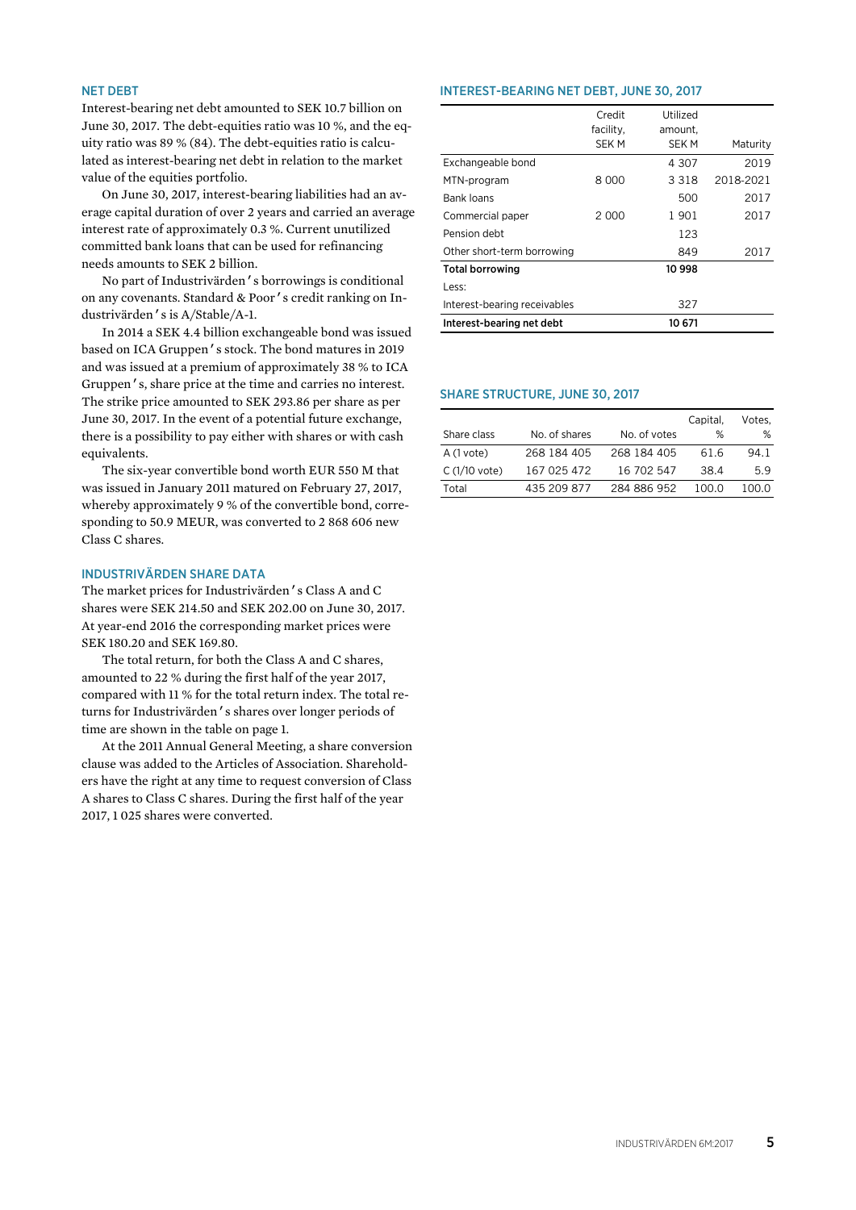## NET DEBT

Interest-bearing net debt amounted to SEK 10.7 billion on June 30, 2017. The debt-equities ratio was 10 %, and the equity ratio was 89 % (84). The debt-equities ratio is calculated as interest-bearing net debt in relation to the market value of the equities portfolio.

On June 30, 2017, interest-bearing liabilities had an average capital duration of over 2 years and carried an average interest rate of approximately 0.3 %. Current unutilized committed bank loans that can be used for refinancing needs amounts to SEK 2 billion.

No part of Industrivärden's borrowings is conditional on any covenants. Standard & Poor's credit ranking on Industrivärden's is A/Stable/A-1.

In 2014 a SEK 4.4 billion exchangeable bond was issued based on ICA Gruppen's stock. The bond matures in 2019 and was issued at a premium of approximately 38 % to ICA Gruppen's, share price at the time and carries no interest. The strike price amounted to SEK 293.86 per share as per June 30, 2017. In the event of a potential future exchange, there is a possibility to pay either with shares or with cash equivalents.

The six-year convertible bond worth EUR 550 M that was issued in January 2011 matured on February 27, 2017, whereby approximately 9 % of the convertible bond, corresponding to 50.9 MEUR, was converted to 2 868 606 new Class C shares.

## INDUSTRIVÄRDEN SHARE DATA

The market prices for Industrivärden's Class A and C shares were SEK 214.50 and SEK 202.00 on June 30, 2017. At year-end 2016 the corresponding market prices were SEK 180.20 and SEK 169.80.

The total return, for both the Class A and C shares, amounted to 22 % during the first half of the year 2017, compared with 11 % for the total return index. The total returns for Industrivärden's shares over longer periods of time are shown in the table on page 1.

At the 2011 Annual General Meeting, a share conversion clause was added to the Articles of Association. Shareholders have the right at any time to request conversion of Class A shares to Class C shares. During the first half of the year 2017, 1 025 shares were converted.

## INTEREST-BEARING NET DEBT, JUNE 30, 2017

| | Credit facility, SEK M | Utilized amount, SEK M | Maturity |
|---|---|---|---|
| Exchangeable bond | | 4 307 | 2019 |
| MTN-program | 8 000 | 3 318 | 2018-2021 |
| Bank loans | | 500 | 2017 |
| Commercial paper | 2 000 | 1 901 | 2017 |
| Pension debt | | 123 | |
| Other short-term borrowing | | 849 | 2017 |
| **Total borrowing** | | **10 998** | |
| Less: | | | |
| Interest-bearing receivables | | 327 | |
| **Interest-bearing net debt** | | **10 671** | |

## SHARE STRUCTURE, JUNE 30, 2017

| Share class | No. of shares | No. of votes | Capital, % | Votes, % |
|---|---|---|---|---|
| A (1 vote) | 268 184 405 | 268 184 405 | 61.6 | 94.1 |
| C (1/10 vote) | 167 025 472 | 16 702 547 | 38.4 | 5.9 |
| Total | 435 209 877 | 284 886 952 | 100.0 | 100.0 |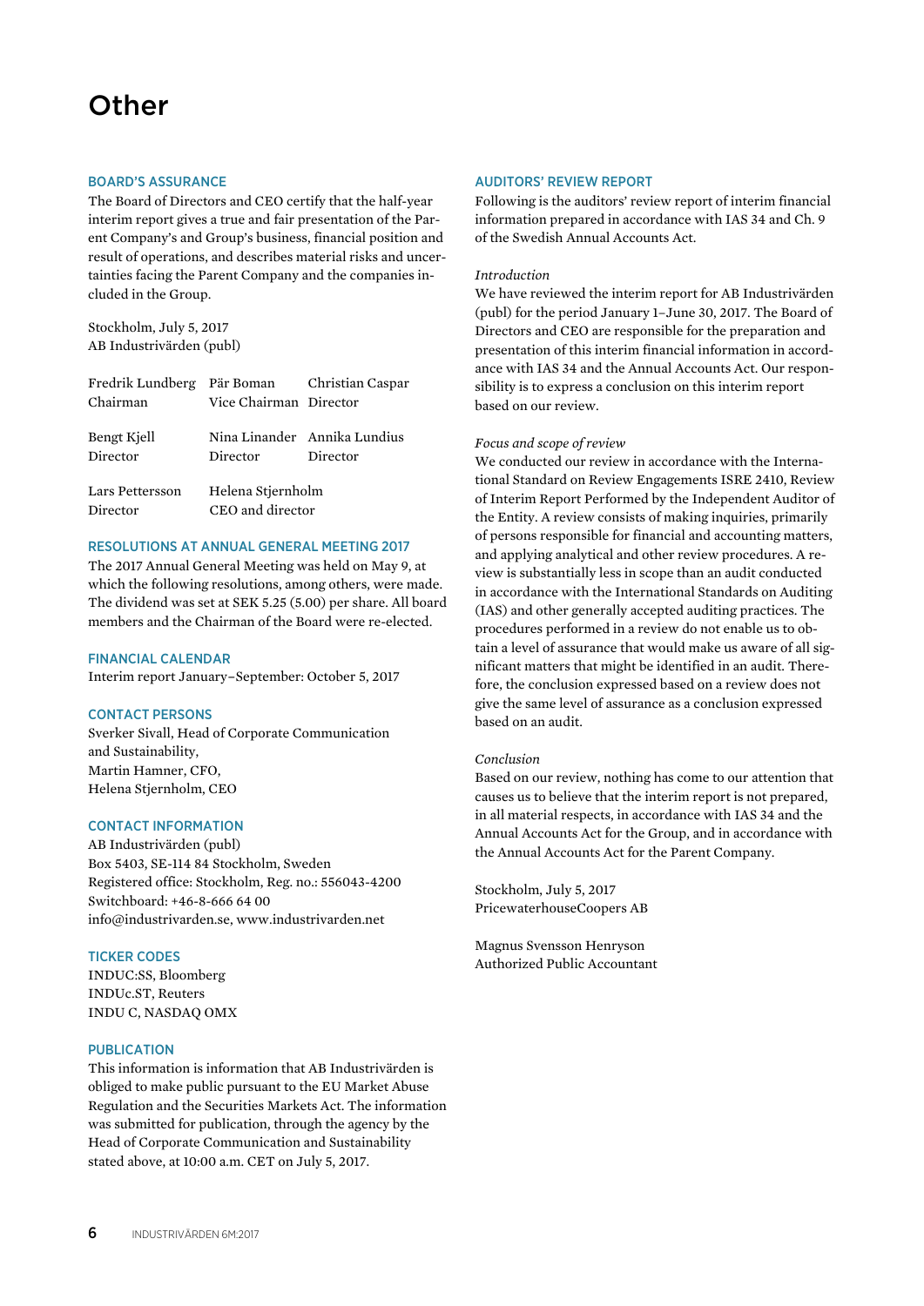# Other

## BOARD'S ASSURANCE

The Board of Directors and CEO certify that the half-year interim report gives a true and fair presentation of the Parent Company's and Group's business, financial position and result of operations, and describes material risks and uncertainties facing the Parent Company and the companies included in the Group.

Stockholm, July 5, 2017
AB Industrivärden (publ)

| | | |
|---|---|---|
| Fredrik Lundberg<br>Chairman | Pär Boman<br>Vice Chairman | Christian Caspar<br>Director |
| Bengt Kjell<br>Director | Nina Linander<br>Director | Annika Lundius<br>Director |
| Lars Pettersson<br>Director | Helena Stjernholm<br>CEO and director | |

## RESOLUTIONS AT ANNUAL GENERAL MEETING 2017

The 2017 Annual General Meeting was held on May 9, at which the following resolutions, among others, were made. The dividend was set at SEK 5.25 (5.00) per share. All board members and the Chairman of the Board were re-elected.

## FINANCIAL CALENDAR

Interim report January–September: October 5, 2017

## CONTACT PERSONS

Sverker Sivall, Head of Corporate Communication and Sustainability,
Martin Hamner, CFO,
Helena Stjernholm, CEO

## CONTACT INFORMATION

AB Industrivärden (publ)
Box 5403, SE-114 84 Stockholm, Sweden
Registered office: Stockholm, Reg. no.: 556043-4200
Switchboard: +46-8-666 64 00
info@industrivarden.se, www.industrivarden.net

## TICKER CODES

INDUC:SS, Bloomberg
INDUc.ST, Reuters
INDU C, NASDAQ OMX

## PUBLICATION

This information is information that AB Industrivärden is obliged to make public pursuant to the EU Market Abuse Regulation and the Securities Markets Act. The information was submitted for publication, through the agency by the Head of Corporate Communication and Sustainability stated above, at 10:00 a.m. CET on July 5, 2017.

## AUDITORS' REVIEW REPORT

Following is the auditors' review report of interim financial information prepared in accordance with IAS 34 and Ch. 9 of the Swedish Annual Accounts Act.

*Introduction*

We have reviewed the interim report for AB Industrivärden (publ) for the period January 1–June 30, 2017. The Board of Directors and CEO are responsible for the preparation and presentation of this interim financial information in accordance with IAS 34 and the Annual Accounts Act. Our responsibility is to express a conclusion on this interim report based on our review.

*Focus and scope of review*

We conducted our review in accordance with the International Standard on Review Engagements ISRE 2410, Review of Interim Report Performed by the Independent Auditor of the Entity. A review consists of making inquiries, primarily of persons responsible for financial and accounting matters, and applying analytical and other review procedures. A review is substantially less in scope than an audit conducted in accordance with the International Standards on Auditing (IAS) and other generally accepted auditing practices. The procedures performed in a review do not enable us to obtain a level of assurance that would make us aware of all significant matters that might be identified in an audit. Therefore, the conclusion expressed based on a review does not give the same level of assurance as a conclusion expressed based on an audit.

*Conclusion*

Based on our review, nothing has come to our attention that causes us to believe that the interim report is not prepared, in all material respects, in accordance with IAS 34 and the Annual Accounts Act for the Group, and in accordance with the Annual Accounts Act for the Parent Company.

Stockholm, July 5, 2017
PricewaterhouseCoopers AB

Magnus Svensson Henryson
Authorized Public Accountant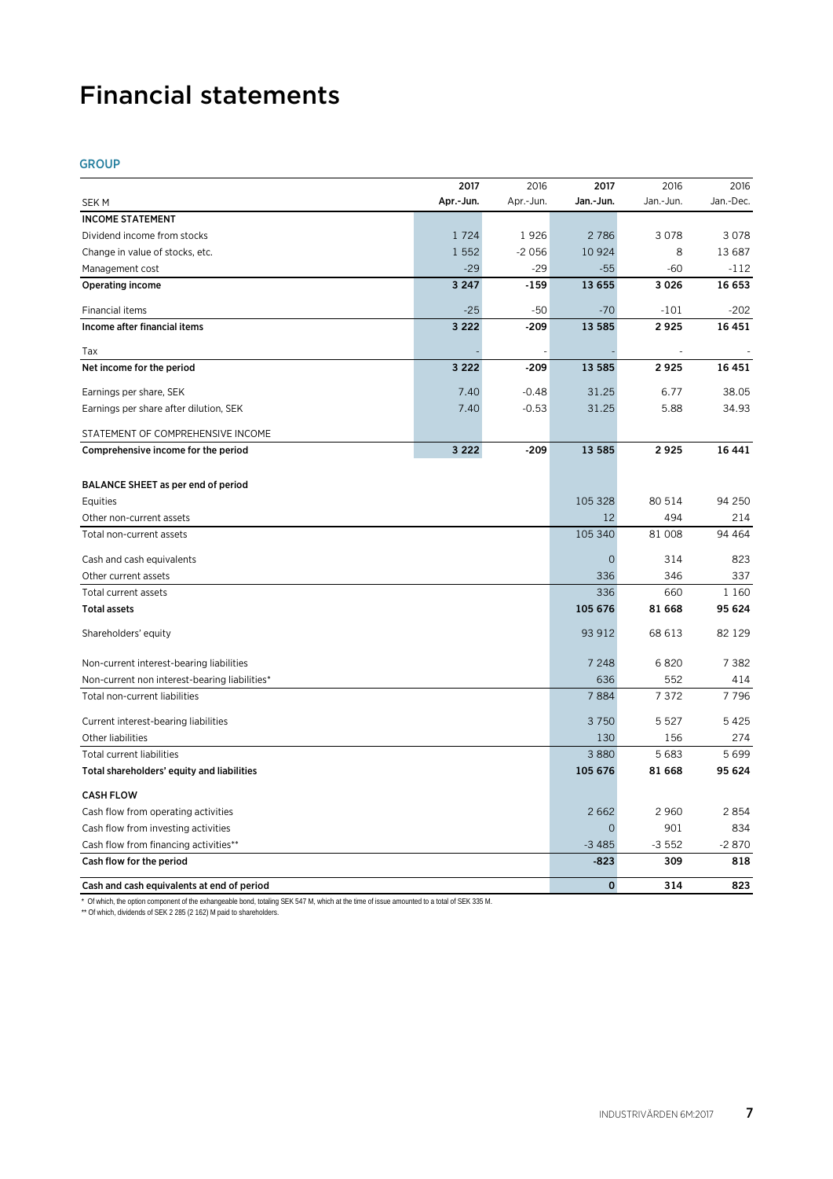# Financial statements

## GROUP

| SEK M | 2017 Apr.-Jun. | 2016 Apr.-Jun. | 2017 Jan.-Jun. | 2016 Jan.-Jun. | 2016 Jan.-Dec. |
|---|---|---|---|---|---|
| **INCOME STATEMENT** | | | | | |
| Dividend income from stocks | 1 724 | 1 926 | 2 786 | 3 078 | 3 078 |
| Change in value of stocks, etc. | 1 552 | -2 056 | 10 924 | 8 | 13 687 |
| Management cost | -29 | -29 | -55 | -60 | -112 |
| **Operating income** | **3 247** | **-159** | **13 655** | **3 026** | **16 653** |
| Financial items | -25 | -50 | -70 | -101 | -202 |
| **Income after financial items** | **3 222** | **-209** | **13 585** | **2 925** | **16 451** |
| Tax | - | - | - | - | - |
| **Net income for the period** | **3 222** | **-209** | **13 585** | **2 925** | **16 451** |
| Earnings per share, SEK | 7.40 | -0.48 | 31.25 | 6.77 | 38.05 |
| Earnings per share after dilution, SEK | 7.40 | -0.53 | 31.25 | 5.88 | 34.93 |
| STATEMENT OF COMPREHENSIVE INCOME | | | | | |
| **Comprehensive income for the period** | **3 222** | **-209** | **13 585** | **2 925** | **16 441** |
| **BALANCE SHEET as per end of period** | | | | | |
| Equities | | | 105 328 | 80 514 | 94 250 |
| Other non-current assets | | | 12 | 494 | 214 |
| Total non-current assets | | | 105 340 | 81 008 | 94 464 |
| Cash and cash equivalents | | | 0 | 314 | 823 |
| Other current assets | | | 336 | 346 | 337 |
| Total current assets | | | 336 | 660 | 1 160 |
| **Total assets** | | | **105 676** | **81 668** | **95 624** |
| Shareholders' equity | | | 93 912 | 68 613 | 82 129 |
| Non-current interest-bearing liabilities | | | 7 248 | 6 820 | 7 382 |
| Non-current non interest-bearing liabilities* | | | 636 | 552 | 414 |
| Total non-current liabilities | | | 7 884 | 7 372 | 7 796 |
| Current interest-bearing liabilities | | | 3 750 | 5 527 | 5 425 |
| Other liabilities | | | 130 | 156 | 274 |
| Total current liabilities | | | 3 880 | 5 683 | 5 699 |
| **Total shareholders' equity and liabilities** | | | **105 676** | **81 668** | **95 624** |
| **CASH FLOW** | | | | | |
| Cash flow from operating activities | | | 2 662 | 2 960 | 2 854 |
| Cash flow from investing activities | | | 0 | 901 | 834 |
| Cash flow from financing activities** | | | -3 485 | -3 552 | -2 870 |
| **Cash flow for the period** | | | **-823** | **309** | **818** |
| **Cash and cash equivalents at end of period** | | | **0** | **314** | **823** |

\* Of which, the option component of the exhangeable bond, totaling SEK 547 M, which at the time of issue amounted to a total of SEK 335 M.

\*\* Of which, dividends of SEK 2 285 (2 162) M paid to shareholders.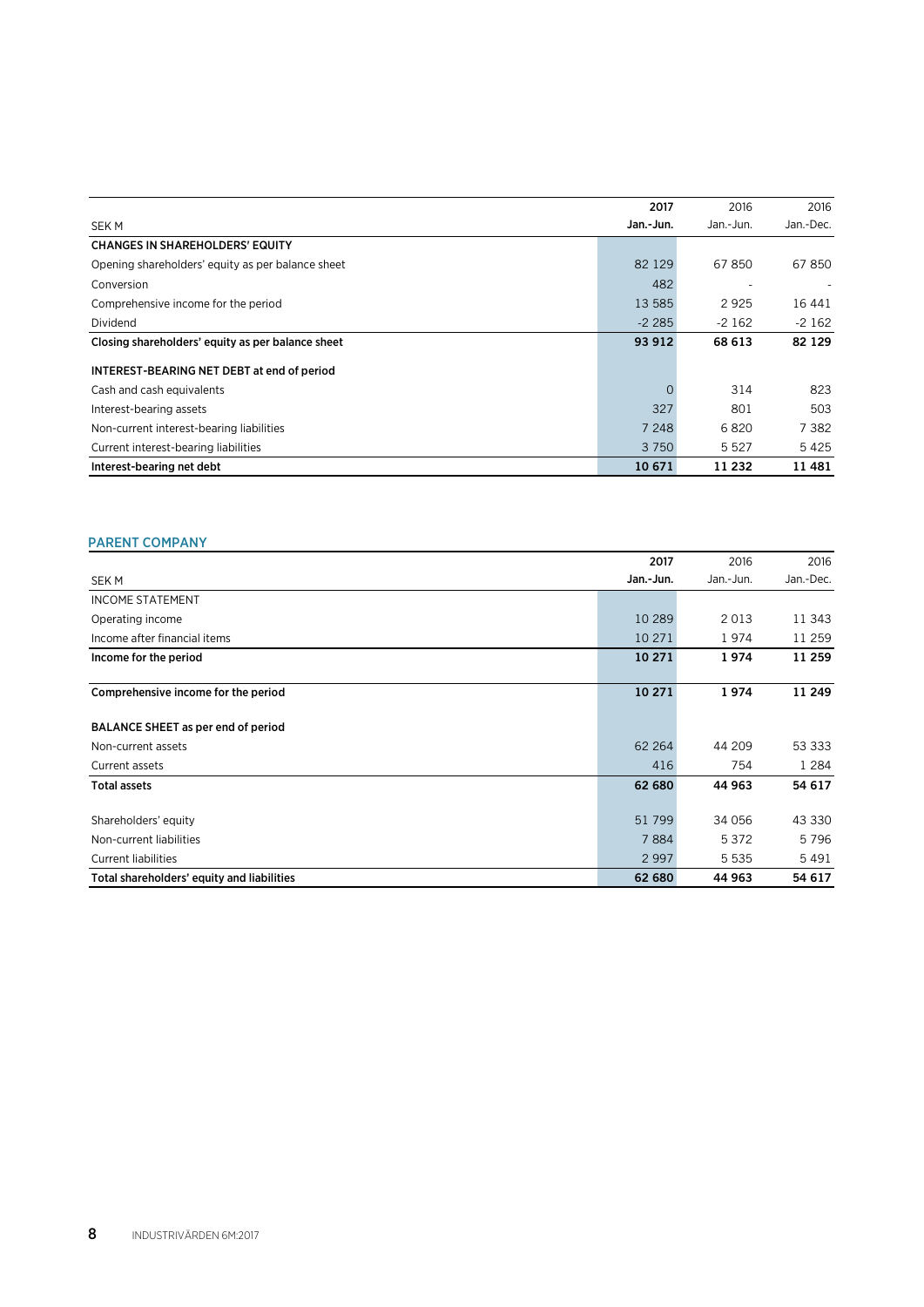| SEK M | 2017 Jan.-Jun. | 2016 Jan.-Jun. | 2016 Jan.-Dec. |
|---|---|---|---|
| **CHANGES IN SHAREHOLDERS' EQUITY** | | | |
| Opening shareholders' equity as per balance sheet | 82 129 | 67 850 | 67 850 |
| Conversion | 482 | - | - |
| Comprehensive income for the period | 13 585 | 2 925 | 16 441 |
| Dividend | -2 285 | -2 162 | -2 162 |
| **Closing shareholders' equity as per balance sheet** | **93 912** | **68 613** | **82 129** |
| | | | |
| **INTEREST-BEARING NET DEBT at end of period** | | | |
| Cash and cash equivalents | 0 | 314 | 823 |
| Interest-bearing assets | 327 | 801 | 503 |
| Non-current interest-bearing liabilities | 7 248 | 6 820 | 7 382 |
| Current interest-bearing liabilities | 3 750 | 5 527 | 5 425 |
| **Interest-bearing net debt** | **10 671** | **11 232** | **11 481** |

## PARENT COMPANY

| SEK M | 2017 Jan.-Jun. | 2016 Jan.-Jun. | 2016 Jan.-Dec. |
|---|---|---|---|
| INCOME STATEMENT | | | |
| Operating income | 10 289 | 2 013 | 11 343 |
| Income after financial items | 10 271 | 1 974 | 11 259 |
| **Income for the period** | **10 271** | **1 974** | **11 259** |
| | | | |
| **Comprehensive income for the period** | **10 271** | **1 974** | **11 249** |
| | | | |
| **BALANCE SHEET as per end of period** | | | |
| Non-current assets | 62 264 | 44 209 | 53 333 |
| Current assets | 416 | 754 | 1 284 |
| **Total assets** | **62 680** | **44 963** | **54 617** |
| | | | |
| Shareholders' equity | 51 799 | 34 056 | 43 330 |
| Non-current liabilities | 7 884 | 5 372 | 5 796 |
| Current liabilities | 2 997 | 5 535 | 5 491 |
| **Total shareholders' equity and liabilities** | **62 680** | **44 963** | **54 617** |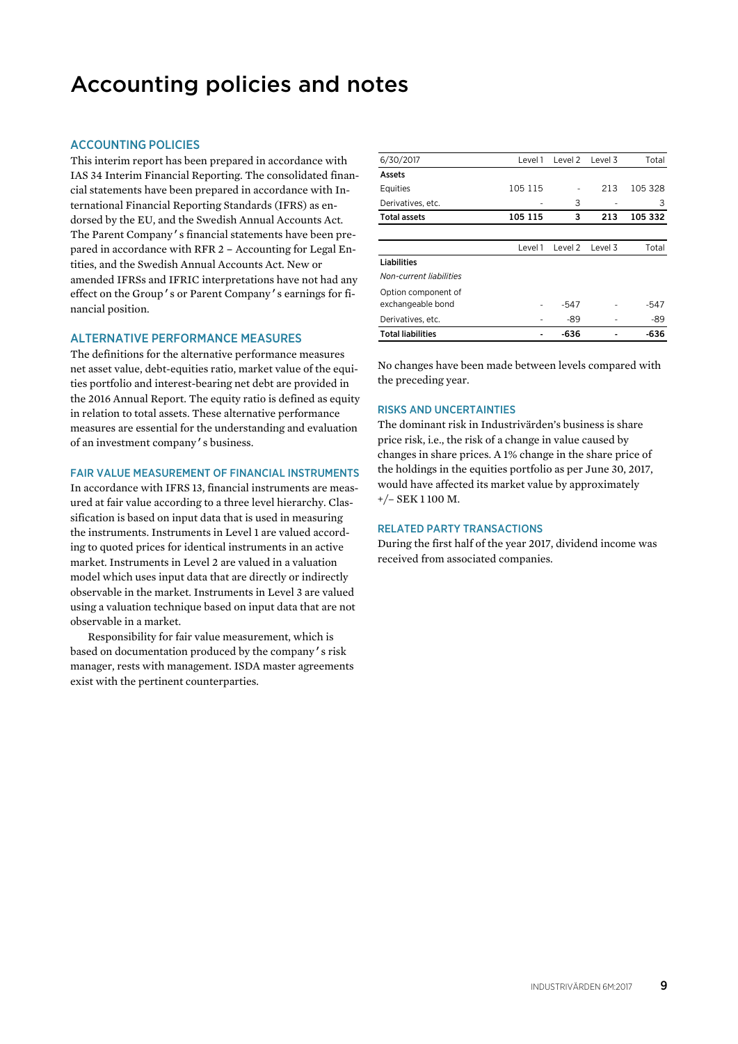# Accounting policies and notes

## ACCOUNTING POLICIES

This interim report has been prepared in accordance with IAS 34 Interim Financial Reporting. The consolidated financial statements have been prepared in accordance with International Financial Reporting Standards (IFRS) as endorsed by the EU, and the Swedish Annual Accounts Act. The Parent Company's financial statements have been prepared in accordance with RFR 2 – Accounting for Legal Entities, and the Swedish Annual Accounts Act. New or amended IFRSs and IFRIC interpretations have not had any effect on the Group's or Parent Company's earnings for financial position.

## ALTERNATIVE PERFORMANCE MEASURES

The definitions for the alternative performance measures net asset value, debt-equities ratio, market value of the equities portfolio and interest-bearing net debt are provided in the 2016 Annual Report. The equity ratio is defined as equity in relation to total assets. These alternative performance measures are essential for the understanding and evaluation of an investment company's business.

## FAIR VALUE MEASUREMENT OF FINANCIAL INSTRUMENTS

In accordance with IFRS 13, financial instruments are measured at fair value according to a three level hierarchy. Classification is based on input data that is used in measuring the instruments. Instruments in Level 1 are valued according to quoted prices for identical instruments in an active market. Instruments in Level 2 are valued in a valuation model which uses input data that are directly or indirectly observable in the market. Instruments in Level 3 are valued using a valuation technique based on input data that are not observable in a market.

Responsibility for fair value measurement, which is based on documentation produced by the company's risk manager, rests with management. ISDA master agreements exist with the pertinent counterparties.

| 6/30/2017 | Level 1 | Level 2 | Level 3 | Total |
|---|---|---|---|---|
| **Assets** | | | | |
| Equities | 105 115 | - | 213 | 105 328 |
| Derivatives, etc. | - | 3 | - | 3 |
| **Total assets** | **105 115** | **3** | **213** | **105 332** |

| | Level 1 | Level 2 | Level 3 | Total |
|---|---|---|---|---|
| **Liabilities** | | | | |
| *Non-current liabilities* | | | | |
| Option component of exchangeable bond | - | -547 | - | -547 |
| Derivatives, etc. | - | -89 | - | -89 |
| **Total liabilities** | **-** | **-636** | **-** | **-636** |

No changes have been made between levels compared with the preceding year.

## RISKS AND UNCERTAINTIES

The dominant risk in Industrivärden's business is share price risk, i.e., the risk of a change in value caused by changes in share prices. A 1% change in the share price of the holdings in the equities portfolio as per June 30, 2017, would have affected its market value by approximately +/– SEK 1 100 M.

## RELATED PARTY TRANSACTIONS

During the first half of the year 2017, dividend income was received from associated companies.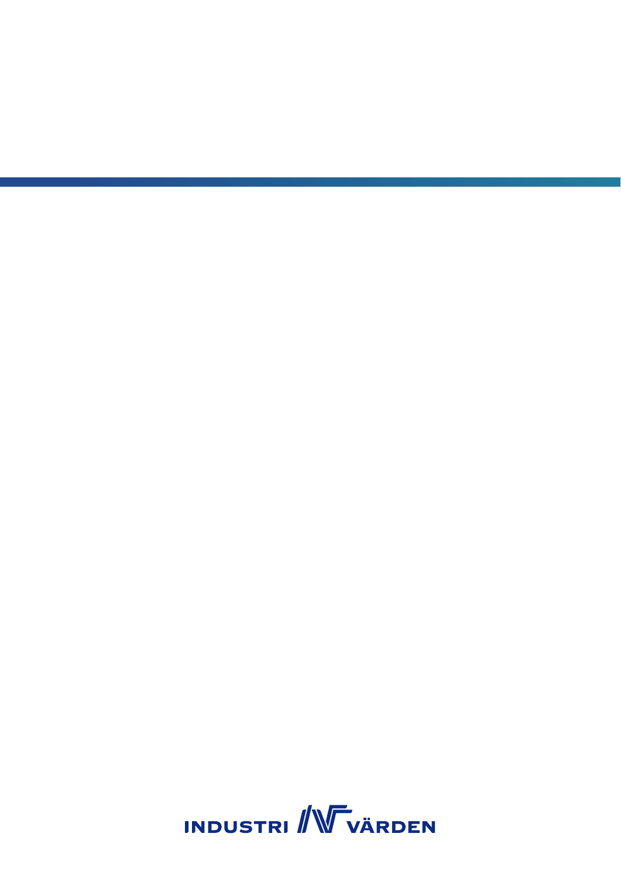INDUSTRIVÄRDEN